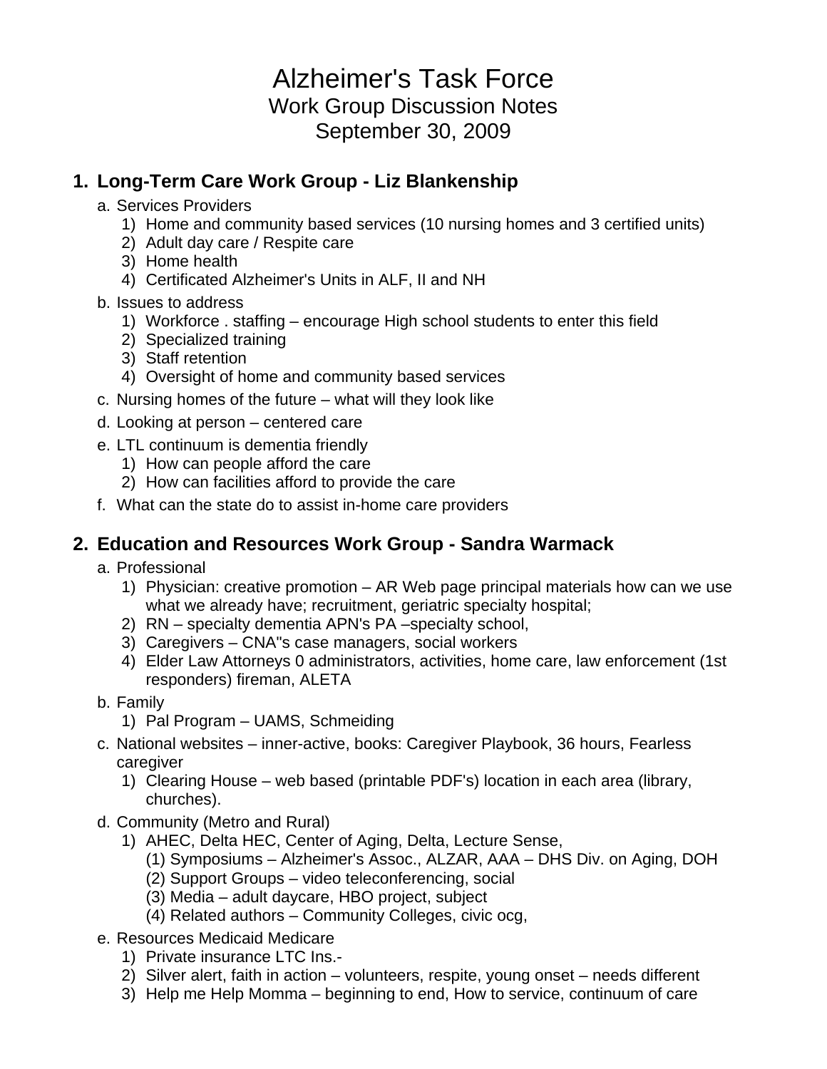# Alzheimer's Task Force

## Work Group Discussion Notes

## September 30, 2009

### 1. Long-Term Care Work Group - Liz Blankenship

a. Services Providers
   1) Home and community based services (10 nursing homes and 3 certified units)
   2) Adult day care / Respite care
   3) Home health
   4) Certificated Alzheimer's Units in ALF, II and NH

b. Issues to address
   1) Workforce . staffing – encourage High school students to enter this field
   2) Specialized training
   3) Staff retention
   4) Oversight of home and community based services

c. Nursing homes of the future – what will they look like

d. Looking at person – centered care

e. LTL continuum is dementia friendly
   1) How can people afford the care
   2) How can facilities afford to provide the care

f. What can the state do to assist in-home care providers

### 2. Education and Resources Work Group - Sandra Warmack

a. Professional
   1) Physician: creative promotion – AR Web page principal materials how can we use what we already have; recruitment, geriatric specialty hospital;
   2) RN – specialty dementia APN's PA –specialty school,
   3) Caregivers – CNA"s case managers, social workers
   4) Elder Law Attorneys 0 administrators, activities, home care, law enforcement (1st responders) fireman, ALETA

b. Family
   1) Pal Program – UAMS, Schmeiding

c. National websites – inner-active, books: Caregiver Playbook, 36 hours, Fearless caregiver
   1) Clearing House – web based (printable PDF's) location in each area (library, churches).

d. Community (Metro and Rural)
   1) AHEC, Delta HEC, Center of Aging, Delta, Lecture Sense,
      (1) Symposiums – Alzheimer's Assoc., ALZAR, AAA – DHS Div. on Aging, DOH
      (2) Support Groups – video teleconferencing, social
      (3) Media – adult daycare, HBO project, subject
      (4) Related authors – Community Colleges, civic ocg,

e. Resources Medicaid Medicare
   1) Private insurance LTC Ins.-
   2) Silver alert, faith in action – volunteers, respite, young onset – needs different
   3) Help me Help Momma – beginning to end, How to service, continuum of care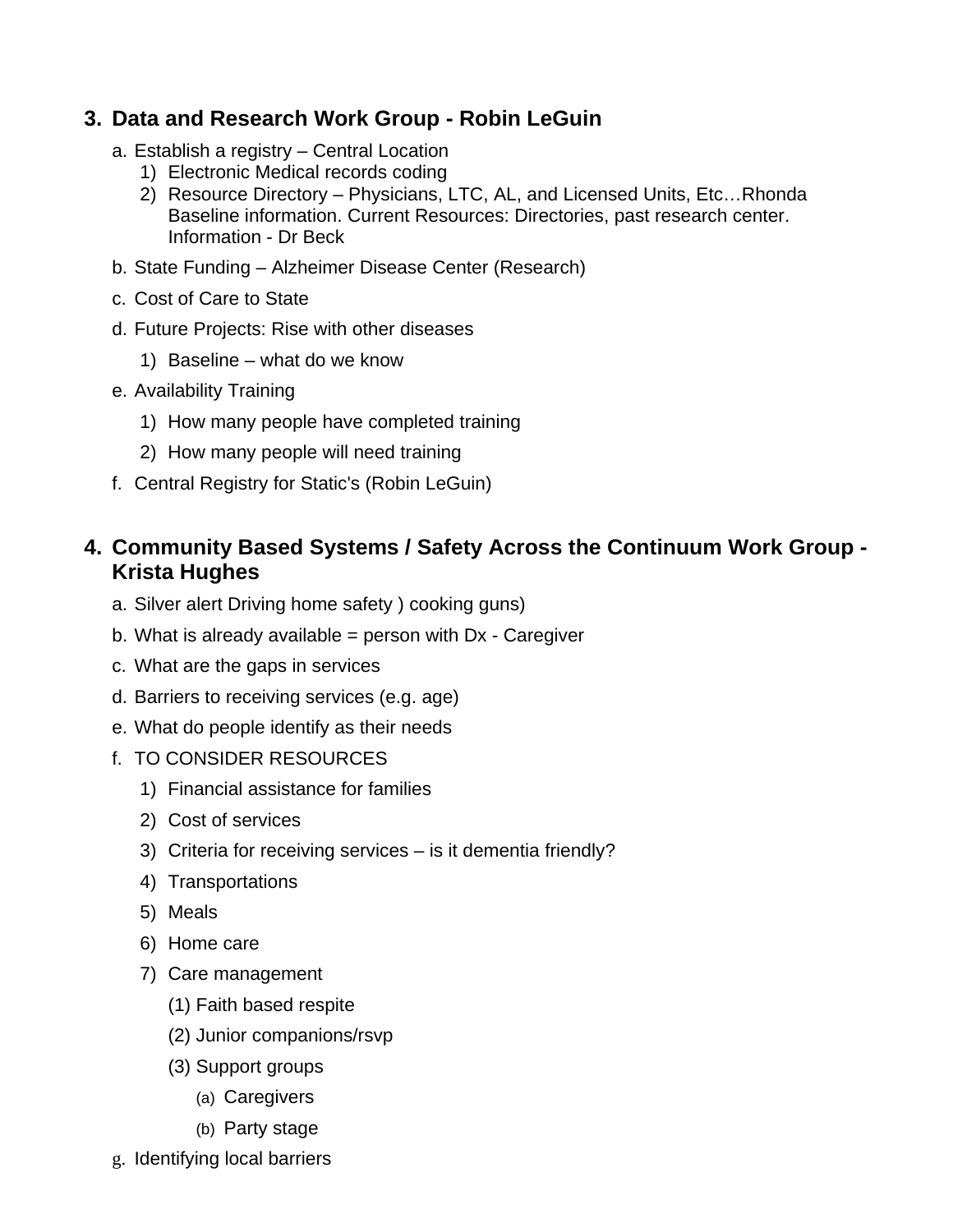3. **Data and Research Work Group - Robin LeGuin**
   a. Establish a registry – Central Location
      1) Electronic Medical records coding
      2) Resource Directory – Physicians, LTC, AL, and Licensed Units, Etc…Rhonda Baseline information. Current Resources: Directories, past research center. Information - Dr Beck

   b. State Funding – Alzheimer Disease Center (Research)

   c. Cost of Care to State

   d. Future Projects: Rise with other diseases

      1) Baseline – what do we know

   e. Availability Training

      1) How many people have completed training

      2) How many people will need training

   f. Central Registry for Static's (Robin LeGuin)

4. **Community Based Systems / Safety Across the Continuum Work Group - Krista Hughes**
   a. Silver alert Driving home safety ) cooking guns)

   b. What is already available = person with Dx - Caregiver

   c. What are the gaps in services

   d. Barriers to receiving services (e.g. age)

   e. What do people identify as their needs

   f. TO CONSIDER RESOURCES

      1) Financial assistance for families

      2) Cost of services

      3) Criteria for receiving services – is it dementia friendly?

      4) Transportations

      5) Meals

      6) Home care

      7) Care management

         (1) Faith based respite

         (2) Junior companions/rsvp

         (3) Support groups

            (a) Caregivers

            (b) Party stage

   g. Identifying local barriers